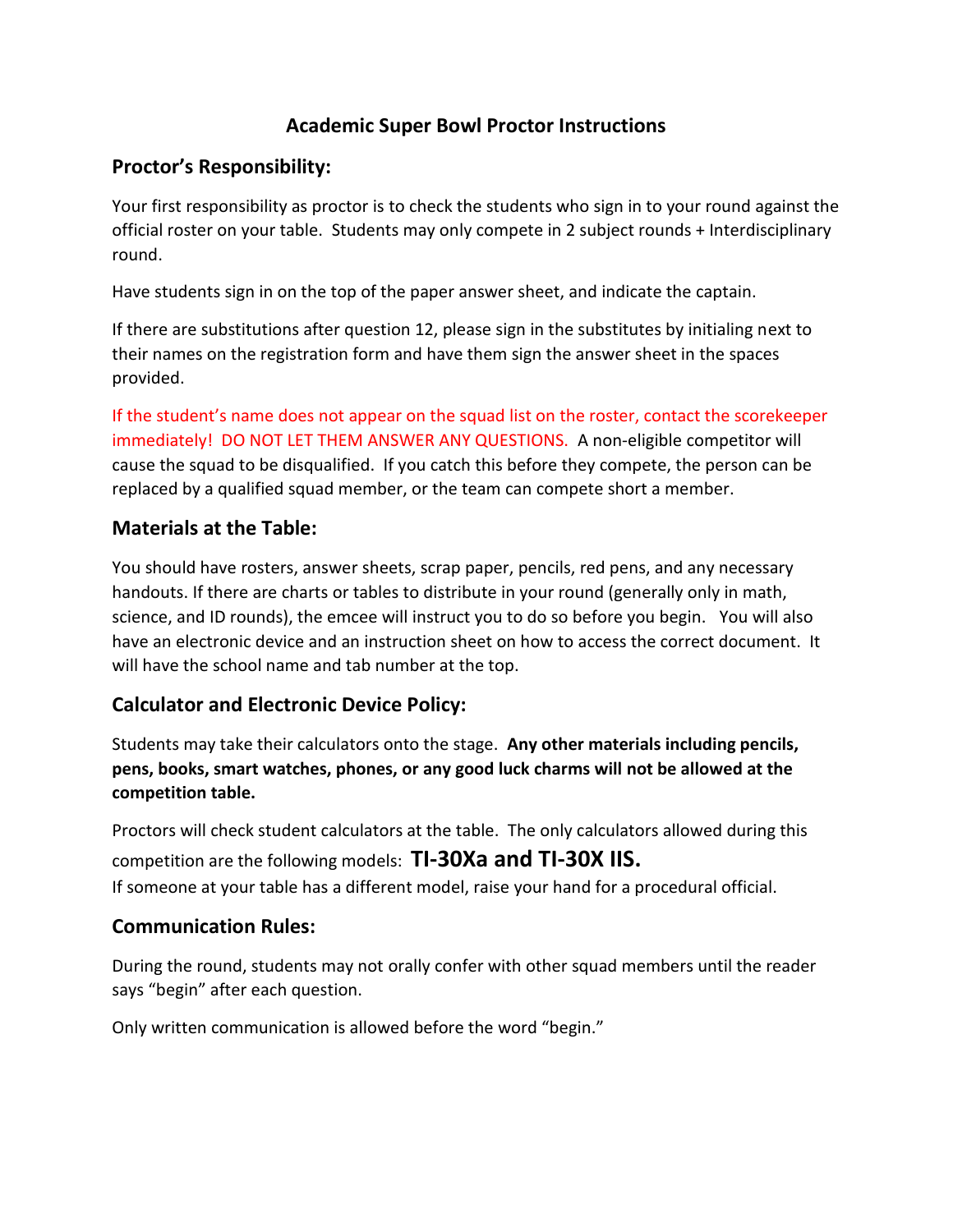# Academic Super Bowl Proctor Instructions

## Proctor's Responsibility:

Your first responsibility as proctor is to check the students who sign in to your round against the official roster on your table. Students may only compete in 2 subject rounds + Interdisciplinary round.

Have students sign in on the top of the paper answer sheet, and indicate the captain.

If there are substitutions after question 12, please sign in the substitutes by initialing next to their names on the registration form and have them sign the answer sheet in the spaces provided.

If the student's name does not appear on the squad list on the roster, contact the scorekeeper immediately! DO NOT LET THEM ANSWER ANY QUESTIONS. A non-eligible competitor will cause the squad to be disqualified. If you catch this before they compete, the person can be replaced by a qualified squad member, or the team can compete short a member.

## Materials at the Table:

You should have rosters, answer sheets, scrap paper, pencils, red pens, and any necessary handouts. If there are charts or tables to distribute in your round (generally only in math, science, and ID rounds), the emcee will instruct you to do so before you begin. You will also have an electronic device and an instruction sheet on how to access the correct document. It will have the school name and tab number at the top.

## Calculator and Electronic Device Policy:

Students may take their calculators onto the stage. **Any other materials including pencils, pens, books, smart watches, phones, or any good luck charms will not be allowed at the competition table.**

Proctors will check student calculators at the table. The only calculators allowed during this competition are the following models: **TI-30Xa and TI-30X IIS.**
If someone at your table has a different model, raise your hand for a procedural official.

## Communication Rules:

During the round, students may not orally confer with other squad members until the reader says "begin" after each question.

Only written communication is allowed before the word "begin."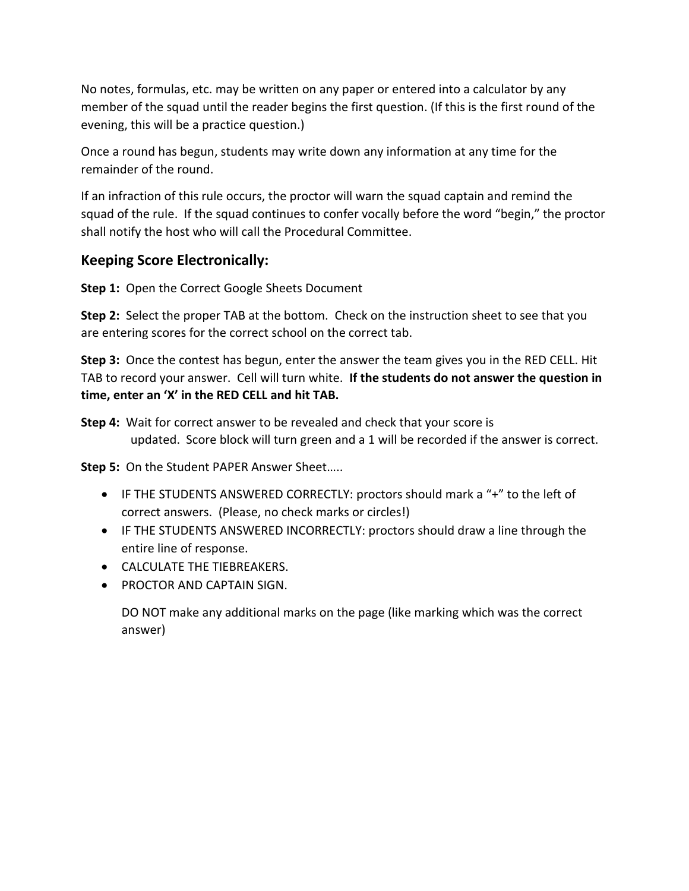No notes, formulas, etc. may be written on any paper or entered into a calculator by any member of the squad until the reader begins the first question. (If this is the first round of the evening, this will be a practice question.)

Once a round has begun, students may write down any information at any time for the remainder of the round.

If an infraction of this rule occurs, the proctor will warn the squad captain and remind the squad of the rule. If the squad continues to confer vocally before the word "begin," the proctor shall notify the host who will call the Procedural Committee.

## Keeping Score Electronically:

**Step 1:** Open the Correct Google Sheets Document

**Step 2:** Select the proper TAB at the bottom. Check on the instruction sheet to see that you are entering scores for the correct school on the correct tab.

**Step 3:** Once the contest has begun, enter the answer the team gives you in the RED CELL. Hit TAB to record your answer. Cell will turn white. **If the students do not answer the question in time, enter an 'X' in the RED CELL and hit TAB.**

**Step 4:** Wait for correct answer to be revealed and check that your score is updated. Score block will turn green and a 1 will be recorded if the answer is correct.

**Step 5:** On the Student PAPER Answer Sheet…..

- IF THE STUDENTS ANSWERED CORRECTLY: proctors should mark a "+" to the left of correct answers. (Please, no check marks or circles!)
- IF THE STUDENTS ANSWERED INCORRECTLY: proctors should draw a line through the entire line of response.
- CALCULATE THE TIEBREAKERS.
- PROCTOR AND CAPTAIN SIGN.

DO NOT make any additional marks on the page (like marking which was the correct answer)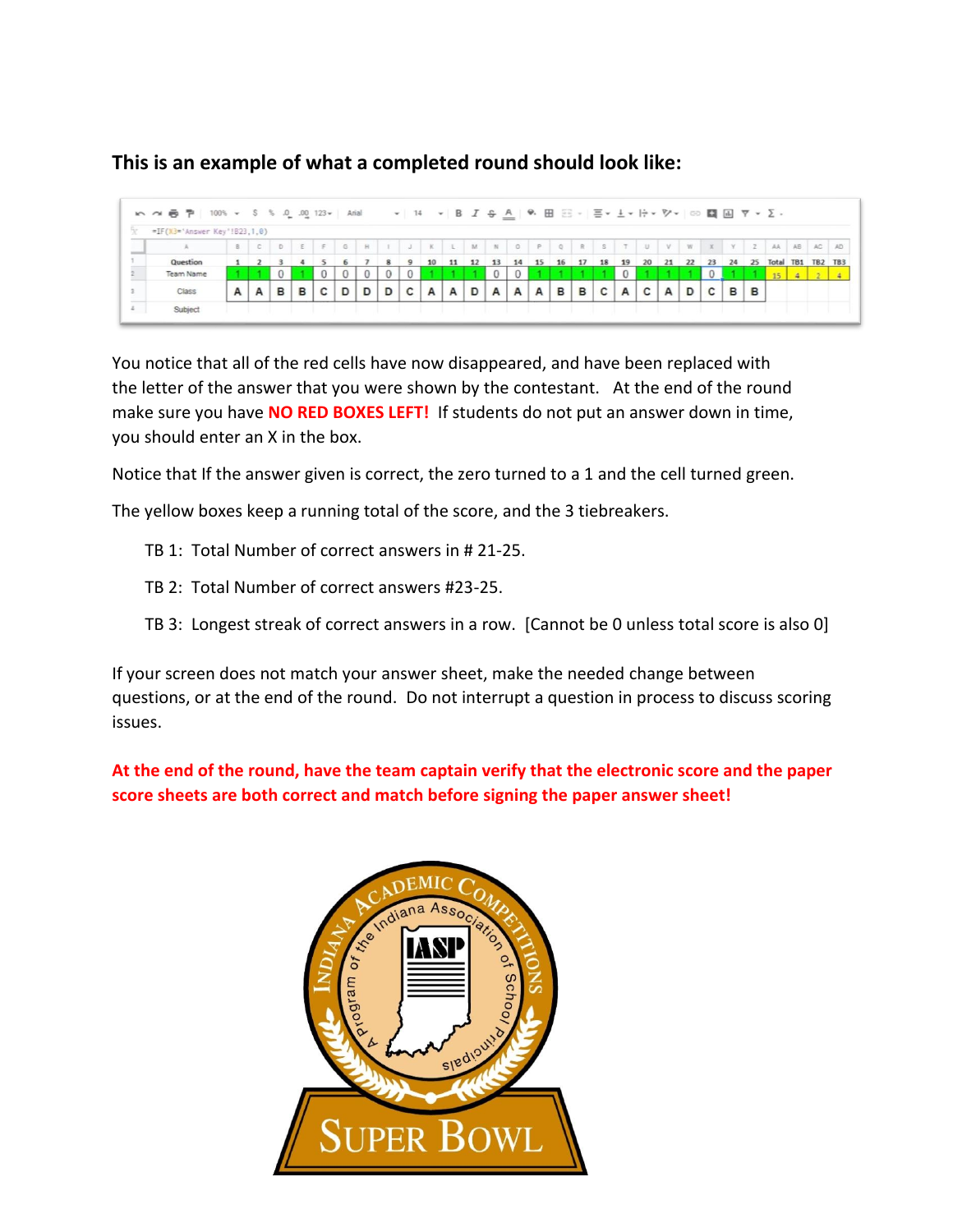**This is an example of what a completed round should look like:**

| A | B | C | D | E | F | G | H | I | J | K | L | M | N | O | P | Q | R | S | T | U | V | W | X | Y | Z | AA | AB | AC | AD |
|---|---|---|---|---|---|---|---|---|---|---|---|---|---|---|---|---|---|---|---|---|---|---|---|---|---|---|---|---|---|
| Question | 1 | 2 | 3 | 4 | 5 | 6 | 7 | 8 | 9 | 10 | 11 | 12 | 13 | 14 | 15 | 16 | 17 | 18 | 19 | 20 | 21 | 22 | 23 | 24 | 25 | Total | TB1 | TB2 | TB3 |
| Team Name | 1 | 1 | 0 | 1 | 0 | 0 | 0 | 0 | 0 | 1 | 1 | 1 | 0 | 0 | 1 | 1 | 1 | 1 | 0 | 1 | 1 | 1 | 0 | 1 | 1 | 15 | 4 | 2 | 4 |
| Class | A | A | B | B | C | D | D | D | C | A | A | D | A | A | A | B | B | C | A | C | A | D | C | B | B | | | | |
| Subject | | | | | | | | | | | | | | | | | | | | | | | | | | | | | |

You notice that all of the red cells have now disappeared, and have been replaced with the letter of the answer that you were shown by the contestant. At the end of the round make sure you have **NO RED BOXES LEFT!** If students do not put an answer down in time, you should enter an X in the box.

Notice that If the answer given is correct, the zero turned to a 1 and the cell turned green.

The yellow boxes keep a running total of the score, and the 3 tiebreakers.

TB 1: Total Number of correct answers in # 21-25.

TB 2: Total Number of correct answers #23-25.

TB 3: Longest streak of correct answers in a row. [Cannot be 0 unless total score is also 0]

If your screen does not match your answer sheet, make the needed change between questions, or at the end of the round. Do not interrupt a question in process to discuss scoring issues.

**At the end of the round, have the team captain verify that the electronic score and the paper score sheets are both correct and match before signing the paper answer sheet!**

INDIANA ACADEMIC COMPETITIONS
A Program of the Indiana Association of School Principals
IASP
SUPER BOWL